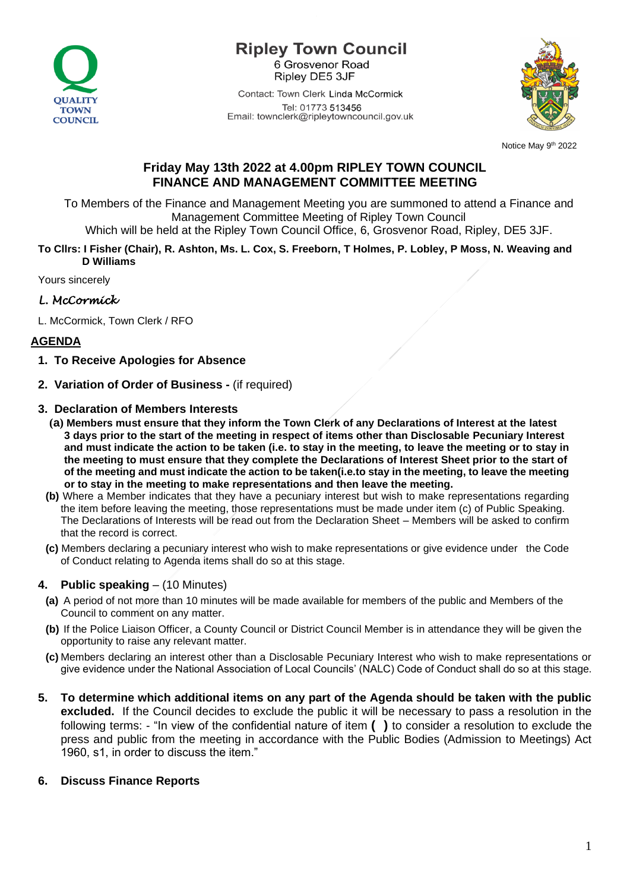# Ripley Town Council

6 Grosvenor Road
Ripley DE5 3JF

Contact: Town Clerk Linda McCormick
Tel: 01773 513456
Email: townclerk@ripleytowncouncil.gov.uk

QUALITY TOWN COUNCIL

Notice May 9th 2022

## Friday May 13th 2022 at 4.00pm RIPLEY TOWN COUNCIL FINANCE AND MANAGEMENT COMMITTEE MEETING

To Members of the Finance and Management Meeting you are summoned to attend a Finance and Management Committee Meeting of Ripley Town Council
Which will be held at the Ripley Town Council Office, 6, Grosvenor Road, Ripley, DE5 3JF.

**To Cllrs: I Fisher (Chair), R. Ashton, Ms. L. Cox, S. Freeborn, T Holmes, P. Lobley, P Moss, N. Weaving and D Williams**

Yours sincerely

*L. McCormick*

L. McCormick, Town Clerk / RFO

## AGENDA

1. **To Receive Apologies for Absence**

2. **Variation of Order of Business -** (if required)

3. **Declaration of Members Interests**
   - **(a) Members must ensure that they inform the Town Clerk of any Declarations of Interest at the latest 3 days prior to the start of the meeting in respect of items other than Disclosable Pecuniary Interest and must indicate the action to be taken (i.e. to stay in the meeting, to leave the meeting or to stay in the meeting to must ensure that they complete the Declarations of Interest Sheet prior to the start of of the meeting and must indicate the action to be taken(i.e.to stay in the meeting, to leave the meeting or to stay in the meeting to make representations and then leave the meeting.**
   - **(b)** Where a Member indicates that they have a pecuniary interest but wish to make representations regarding the item before leaving the meeting, those representations must be made under item (c) of Public Speaking. The Declarations of Interests will be read out from the Declaration Sheet – Members will be asked to confirm that the record is correct.
   - **(c)** Members declaring a pecuniary interest who wish to make representations or give evidence under the Code of Conduct relating to Agenda items shall do so at this stage.

4. **Public speaking** – (10 Minutes)
   - **(a)** A period of not more than 10 minutes will be made available for members of the public and Members of the Council to comment on any matter.
   - **(b)** If the Police Liaison Officer, a County Council or District Council Member is in attendance they will be given the opportunity to raise any relevant matter.
   - **(c)** Members declaring an interest other than a Disclosable Pecuniary Interest who wish to make representations or give evidence under the National Association of Local Councils' (NALC) Code of Conduct shall do so at this stage.

5. **To determine which additional items on any part of the Agenda should be taken with the public excluded.** If the Council decides to exclude the public it will be necessary to pass a resolution in the following terms: - "In view of the confidential nature of item **( )** to consider a resolution to exclude the press and public from the meeting in accordance with the Public Bodies (Admission to Meetings) Act 1960, s1, in order to discuss the item."

6. **Discuss Finance Reports**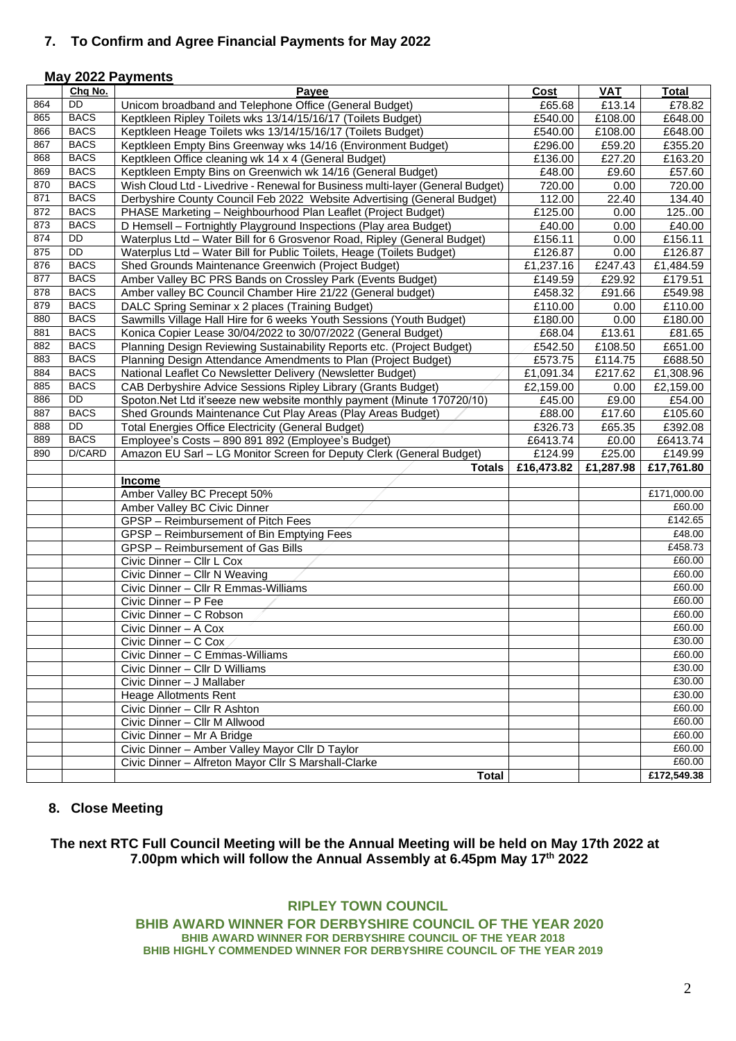## 7. To Confirm and Agree Financial Payments for May 2022

### May 2022 Payments

| | Chq No. | Payee | Cost | VAT | Total |
|---|---|---|---|---|---|
| 864 | DD | Unicom broadband and Telephone Office (General Budget) | £65.68 | £13.14 | £78.82 |
| 865 | BACS | Keptkleen Ripley Toilets wks 13/14/15/16/17 (Toilets Budget) | £540.00 | £108.00 | £648.00 |
| 866 | BACS | Keptkleen Heage Toilets wks 13/14/15/16/17 (Toilets Budget) | £540.00 | £108.00 | £648.00 |
| 867 | BACS | Keptkleen Empty Bins Greenway wks 14/16 (Environment Budget) | £296.00 | £59.20 | £355.20 |
| 868 | BACS | Keptkleen Office cleaning wk 14 x 4 (General Budget) | £136.00 | £27.20 | £163.20 |
| 869 | BACS | Keptkleen Empty Bins on Greenwich wk 14/16 (General Budget) | £48.00 | £9.60 | £57.60 |
| 870 | BACS | Wish Cloud Ltd - Livedrive - Renewal for Business multi-layer (General Budget) | 720.00 | 0.00 | 720.00 |
| 871 | BACS | Derbyshire County Council Feb 2022 Website Advertising (General Budget) | 112.00 | 22.40 | 134.40 |
| 872 | BACS | PHASE Marketing – Neighbourhood Plan Leaflet (Project Budget) | £125.00 | 0.00 | 125..00 |
| 873 | BACS | D Hemsell – Fortnightly Playground Inspections (Play area Budget) | £40.00 | 0.00 | £40.00 |
| 874 | DD | Waterplus Ltd – Water Bill for 6 Grosvenor Road, Ripley (General Budget) | £156.11 | 0.00 | £156.11 |
| 875 | DD | Waterplus Ltd – Water Bill for Public Toilets, Heage (Toilets Budget) | £126.87 | 0.00 | £126.87 |
| 876 | BACS | Shed Grounds Maintenance Greenwich (Project Budget) | £1,237.16 | £247.43 | £1,484.59 |
| 877 | BACS | Amber Valley BC PRS Bands on Crossley Park (Events Budget) | £149.59 | £29.92 | £179.51 |
| 878 | BACS | Amber valley BC Council Chamber Hire 21/22 (General budget) | £458.32 | £91.66 | £549.98 |
| 879 | BACS | DALC Spring Seminar x 2 places (Training Budget) | £110.00 | 0.00 | £110.00 |
| 880 | BACS | Sawmills Village Hall Hire for 6 weeks Youth Sessions (Youth Budget) | £180.00 | 0.00 | £180.00 |
| 881 | BACS | Konica Copier Lease 30/04/2022 to 30/07/2022 (General Budget) | £68.04 | £13.61 | £81.65 |
| 882 | BACS | Planning Design Reviewing Sustainability Reports etc. (Project Budget) | £542.50 | £108.50 | £651.00 |
| 883 | BACS | Planning Design Attendance Amendments to Plan (Project Budget) | £573.75 | £114.75 | £688.50 |
| 884 | BACS | National Leaflet Co Newsletter Delivery (Newsletter Budget) | £1,091.34 | £217.62 | £1,308.96 |
| 885 | BACS | CAB Derbyshire Advice Sessions Ripley Library (Grants Budget) | £2,159.00 | 0.00 | £2,159.00 |
| 886 | DD | Spoton.Net Ltd it'seeze new website monthly payment (Minute 170720/10) | £45.00 | £9.00 | £54.00 |
| 887 | BACS | Shed Grounds Maintenance Cut Play Areas (Play Areas Budget) | £88.00 | £17.60 | £105.60 |
| 888 | DD | Total Energies Office Electricity (General Budget) | £326.73 | £65.35 | £392.08 |
| 889 | BACS | Employee's Costs – 890 891 892 (Employee's Budget) | £6413.74 | £0.00 | £6413.74 |
| 890 | D/CARD | Amazon EU Sarl – LG Monitor Screen for Deputy Clerk (General Budget) | £124.99 | £25.00 | £149.99 |
| | | **Totals** | **£16,473.82** | **£1,287.98** | **£17,761.80** |
| | | **Income** | | | |
| | | Amber Valley BC Precept 50% | | | £171,000.00 |
| | | Amber Valley BC Civic Dinner | | | £60.00 |
| | | GPSP – Reimbursement of Pitch Fees | | | £142.65 |
| | | GPSP – Reimbursement of Bin Emptying Fees | | | £48.00 |
| | | GPSP – Reimbursement of Gas Bills | | | £458.73 |
| | | Civic Dinner – Cllr L Cox | | | £60.00 |
| | | Civic Dinner – Cllr N Weaving | | | £60.00 |
| | | Civic Dinner – Cllr R Emmas-Williams | | | £60.00 |
| | | Civic Dinner – P Fee | | | £60.00 |
| | | Civic Dinner – C Robson | | | £60.00 |
| | | Civic Dinner – A Cox | | | £60.00 |
| | | Civic Dinner – C Cox | | | £30.00 |
| | | Civic Dinner – C Emmas-Williams | | | £60.00 |
| | | Civic Dinner – Cllr D Williams | | | £30.00 |
| | | Civic Dinner – J Mallaber | | | £30.00 |
| | | Heage Allotments Rent | | | £30.00 |
| | | Civic Dinner – Cllr R Ashton | | | £60.00 |
| | | Civic Dinner – Cllr M Allwood | | | £60.00 |
| | | Civic Dinner – Mr A Bridge | | | £60.00 |
| | | Civic Dinner – Amber Valley Mayor Cllr D Taylor | | | £60.00 |
| | | Civic Dinner – Alfreton Mayor Cllr S Marshall-Clarke | | | £60.00 |
| | | **Total** | | | **£172,549.38** |

## 8. Close Meeting

**The next RTC Full Council Meeting will be the Annual Meeting will be held on May 17th 2022 at 7.00pm which will follow the Annual Assembly at 6.45pm May 17th 2022**

**RIPLEY TOWN COUNCIL**

**BHIB AWARD WINNER FOR DERBYSHIRE COUNCIL OF THE YEAR 2020**
**BHIB AWARD WINNER FOR DERBYSHIRE COUNCIL OF THE YEAR 2018**
**BHIB HIGHLY COMMENDED WINNER FOR DERBYSHIRE COUNCIL OF THE YEAR 2019**